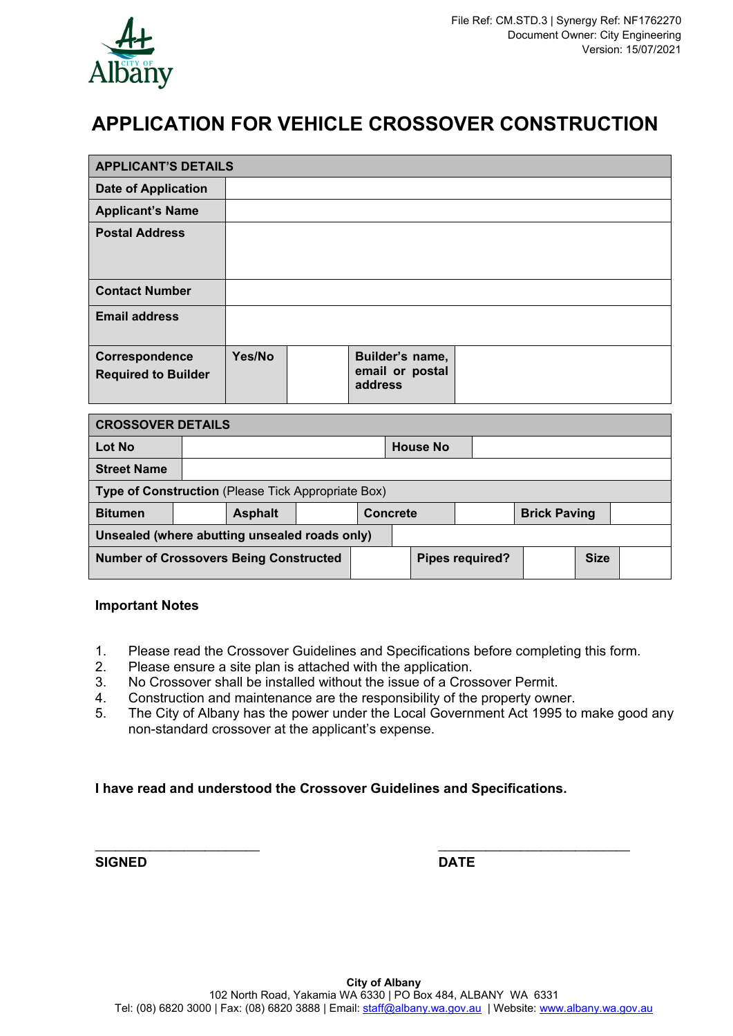File Ref: CM.STD.3 | Synergy Ref: NF1762270
Document Owner: City Engineering
Version: 15/07/2021

# APPLICATION FOR VEHICLE CROSSOVER CONSTRUCTION

| **APPLICANT'S DETAILS** | | | | |
|---|---|---|---|---|
| **Date of Application** | | | | |
| **Applicant's Name** | | | | |
| **Postal Address** | | | | |
| **Contact Number** | | | | |
| **Email address** | | | | |
| **Correspondence Required to Builder** | **Yes/No** | | **Builder's name, email or postal address** | |

| **CROSSOVER DETAILS** | | | | | | | |
|---|---|---|---|---|---|---|---|
| **Lot No** | | | | **House No** | | | |
| **Street Name** | | | | | | | |
| **Type of Construction** (Please Tick Appropriate Box) | | | | | | | |
| **Bitumen** | | **Asphalt** | | **Concrete** | | **Brick Paving** | |
| **Unsealed (where abutting unsealed roads only)** | | | | | | | |
| **Number of Crossovers Being Constructed** | | | **Pipes required?** | | **Size** | | |

**Important Notes**

1. Please read the Crossover Guidelines and Specifications before completing this form.
2. Please ensure a site plan is attached with the application.
3. No Crossover shall be installed without the issue of a Crossover Permit.
4. Construction and maintenance are the responsibility of the property owner.
5. The City of Albany has the power under the Local Government Act 1995 to make good any non-standard crossover at the applicant's expense.

**I have read and understood the Crossover Guidelines and Specifications.**

______________________ ______________________

**SIGNED** **DATE**

**City of Albany**
102 North Road, Yakamia WA 6330 | PO Box 484, ALBANY WA 6331
Tel: (08) 6820 3000 | Fax: (08) 6820 3888 | Email: staff@albany.wa.gov.au | Website: www.albany.wa.gov.au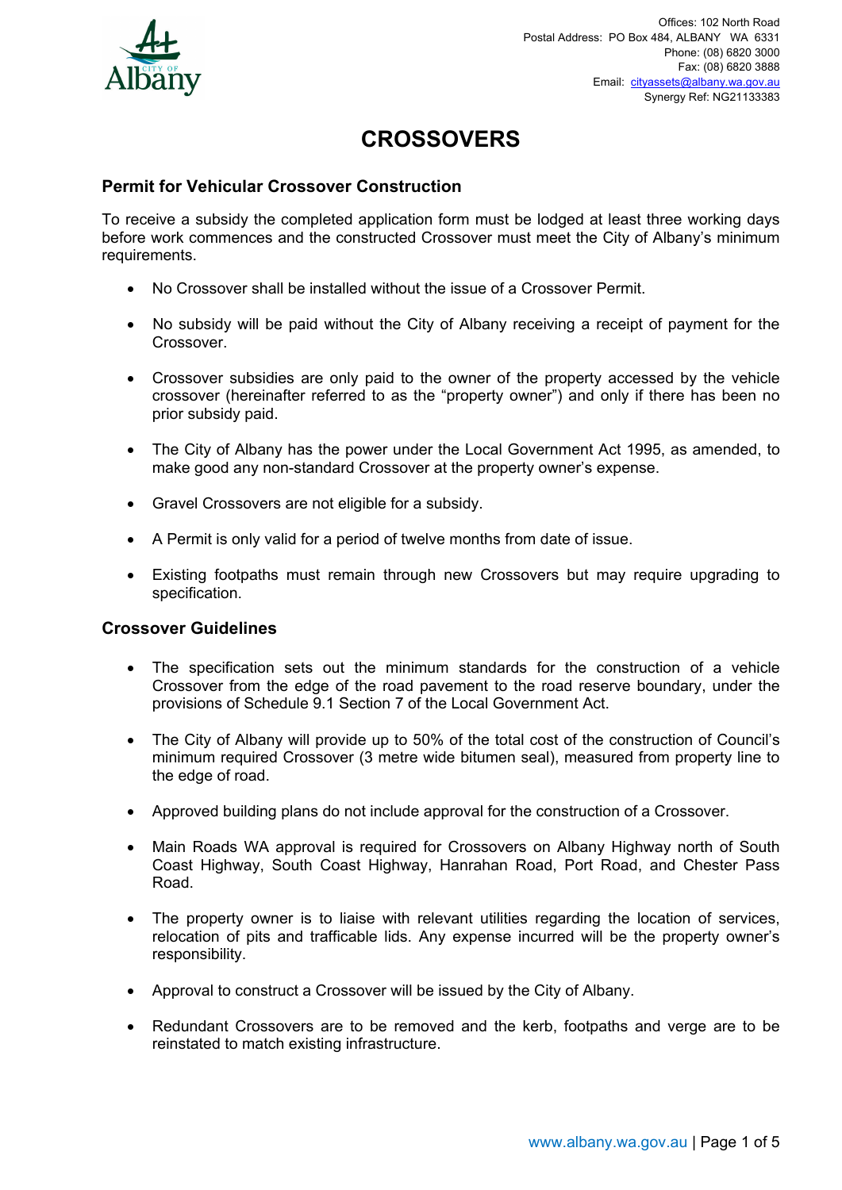Offices: 102 North Road
Postal Address: PO Box 484, ALBANY WA 6331
Phone: (08) 6820 3000
Fax: (08) 6820 3888
Email: cityassets@albany.wa.gov.au
Synergy Ref: NG21133383

# CROSSOVERS

## Permit for Vehicular Crossover Construction

To receive a subsidy the completed application form must be lodged at least three working days before work commences and the constructed Crossover must meet the City of Albany's minimum requirements.

- No Crossover shall be installed without the issue of a Crossover Permit.
- No subsidy will be paid without the City of Albany receiving a receipt of payment for the Crossover.
- Crossover subsidies are only paid to the owner of the property accessed by the vehicle crossover (hereinafter referred to as the "property owner") and only if there has been no prior subsidy paid.
- The City of Albany has the power under the Local Government Act 1995, as amended, to make good any non-standard Crossover at the property owner's expense.
- Gravel Crossovers are not eligible for a subsidy.
- A Permit is only valid for a period of twelve months from date of issue.
- Existing footpaths must remain through new Crossovers but may require upgrading to specification.

## Crossover Guidelines

- The specification sets out the minimum standards for the construction of a vehicle Crossover from the edge of the road pavement to the road reserve boundary, under the provisions of Schedule 9.1 Section 7 of the Local Government Act.
- The City of Albany will provide up to 50% of the total cost of the construction of Council's minimum required Crossover (3 metre wide bitumen seal), measured from property line to the edge of road.
- Approved building plans do not include approval for the construction of a Crossover.
- Main Roads WA approval is required for Crossovers on Albany Highway north of South Coast Highway, South Coast Highway, Hanrahan Road, Port Road, and Chester Pass Road.
- The property owner is to liaise with relevant utilities regarding the location of services, relocation of pits and trafficable lids. Any expense incurred will be the property owner's responsibility.
- Approval to construct a Crossover will be issued by the City of Albany.
- Redundant Crossovers are to be removed and the kerb, footpaths and verge are to be reinstated to match existing infrastructure.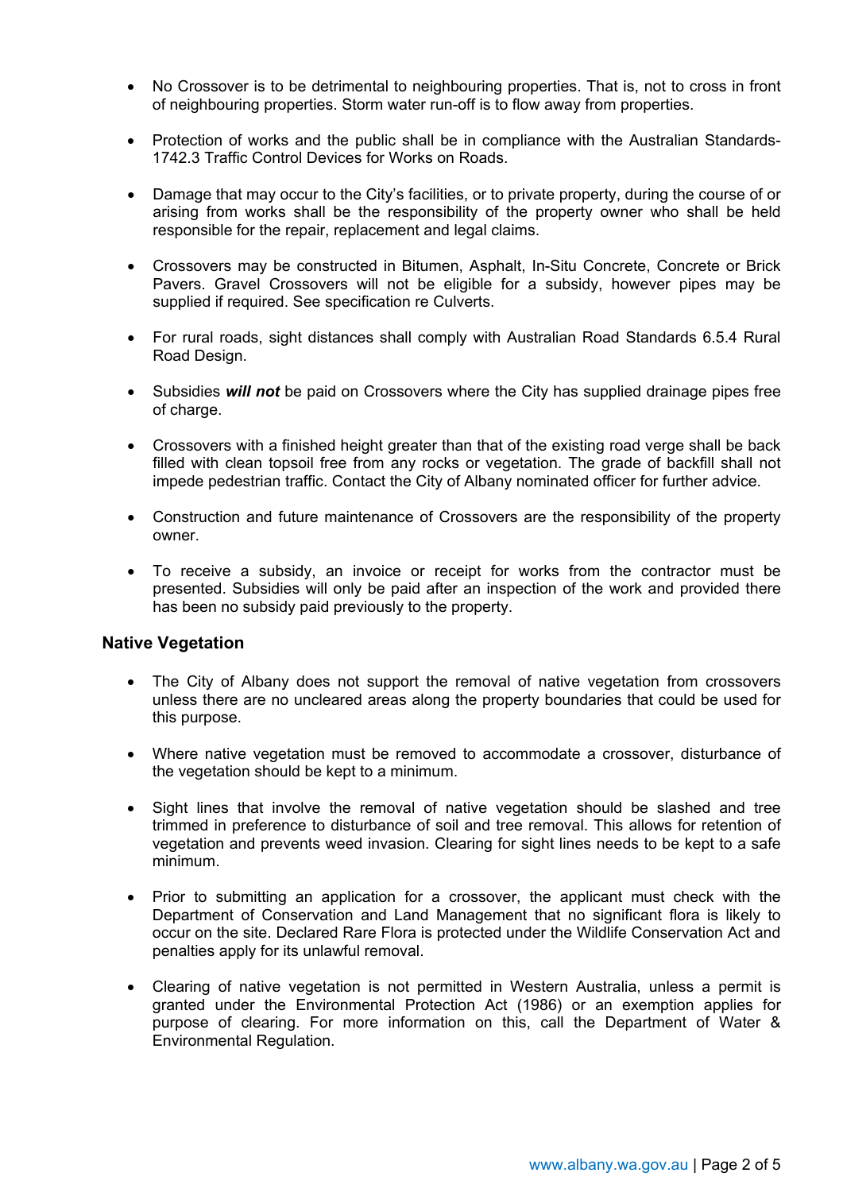- No Crossover is to be detrimental to neighbouring properties. That is, not to cross in front of neighbouring properties. Storm water run-off is to flow away from properties.

- Protection of works and the public shall be in compliance with the Australian Standards-1742.3 Traffic Control Devices for Works on Roads.

- Damage that may occur to the City's facilities, or to private property, during the course of or arising from works shall be the responsibility of the property owner who shall be held responsible for the repair, replacement and legal claims.

- Crossovers may be constructed in Bitumen, Asphalt, In-Situ Concrete, Concrete or Brick Pavers. Gravel Crossovers will not be eligible for a subsidy, however pipes may be supplied if required. See specification re Culverts.

- For rural roads, sight distances shall comply with Australian Road Standards 6.5.4 Rural Road Design.

- Subsidies ***will not*** be paid on Crossovers where the City has supplied drainage pipes free of charge.

- Crossovers with a finished height greater than that of the existing road verge shall be back filled with clean topsoil free from any rocks or vegetation. The grade of backfill shall not impede pedestrian traffic. Contact the City of Albany nominated officer for further advice.

- Construction and future maintenance of Crossovers are the responsibility of the property owner.

- To receive a subsidy, an invoice or receipt for works from the contractor must be presented. Subsidies will only be paid after an inspection of the work and provided there has been no subsidy paid previously to the property.

## Native Vegetation

- The City of Albany does not support the removal of native vegetation from crossovers unless there are no uncleared areas along the property boundaries that could be used for this purpose.

- Where native vegetation must be removed to accommodate a crossover, disturbance of the vegetation should be kept to a minimum.

- Sight lines that involve the removal of native vegetation should be slashed and tree trimmed in preference to disturbance of soil and tree removal. This allows for retention of vegetation and prevents weed invasion. Clearing for sight lines needs to be kept to a safe minimum.

- Prior to submitting an application for a crossover, the applicant must check with the Department of Conservation and Land Management that no significant flora is likely to occur on the site. Declared Rare Flora is protected under the Wildlife Conservation Act and penalties apply for its unlawful removal.

- Clearing of native vegetation is not permitted in Western Australia, unless a permit is granted under the Environmental Protection Act (1986) or an exemption applies for purpose of clearing. For more information on this, call the Department of Water & Environmental Regulation.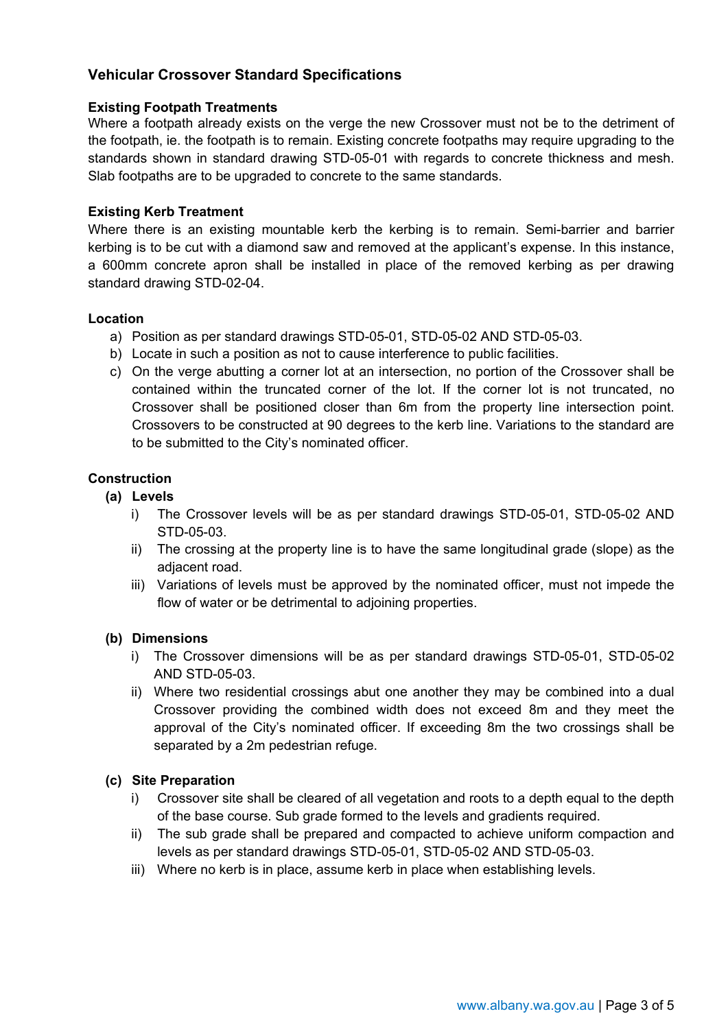## Vehicular Crossover Standard Specifications

### Existing Footpath Treatments

Where a footpath already exists on the verge the new Crossover must not be to the detriment of the footpath, ie. the footpath is to remain. Existing concrete footpaths may require upgrading to the standards shown in standard drawing STD-05-01 with regards to concrete thickness and mesh. Slab footpaths are to be upgraded to concrete to the same standards.

### Existing Kerb Treatment

Where there is an existing mountable kerb the kerbing is to remain. Semi-barrier and barrier kerbing is to be cut with a diamond saw and removed at the applicant's expense. In this instance, a 600mm concrete apron shall be installed in place of the removed kerbing as per drawing standard drawing STD-02-04.

### Location

a) Position as per standard drawings STD-05-01, STD-05-02 AND STD-05-03.
b) Locate in such a position as not to cause interference to public facilities.
c) On the verge abutting a corner lot at an intersection, no portion of the Crossover shall be contained within the truncated corner of the lot. If the corner lot is not truncated, no Crossover shall be positioned closer than 6m from the property line intersection point. Crossovers to be constructed at 90 degrees to the kerb line. Variations to the standard are to be submitted to the City's nominated officer.

### Construction

**(a) Levels**

i) The Crossover levels will be as per standard drawings STD-05-01, STD-05-02 AND STD-05-03.
ii) The crossing at the property line is to have the same longitudinal grade (slope) as the adjacent road.
iii) Variations of levels must be approved by the nominated officer, must not impede the flow of water or be detrimental to adjoining properties.

**(b) Dimensions**

i) The Crossover dimensions will be as per standard drawings STD-05-01, STD-05-02 AND STD-05-03.
ii) Where two residential crossings abut one another they may be combined into a dual Crossover providing the combined width does not exceed 8m and they meet the approval of the City's nominated officer. If exceeding 8m the two crossings shall be separated by a 2m pedestrian refuge.

**(c) Site Preparation**

i) Crossover site shall be cleared of all vegetation and roots to a depth equal to the depth of the base course. Sub grade formed to the levels and gradients required.
ii) The sub grade shall be prepared and compacted to achieve uniform compaction and levels as per standard drawings STD-05-01, STD-05-02 AND STD-05-03.
iii) Where no kerb is in place, assume kerb in place when establishing levels.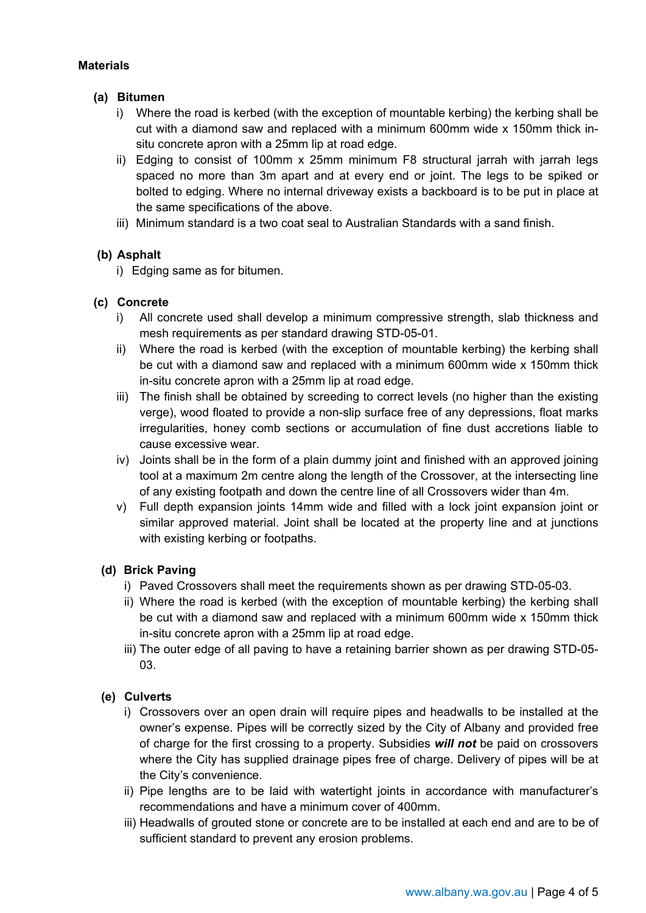**Materials**

**(a) Bitumen**

i) Where the road is kerbed (with the exception of mountable kerbing) the kerbing shall be cut with a diamond saw and replaced with a minimum 600mm wide x 150mm thick in-situ concrete apron with a 25mm lip at road edge.

ii) Edging to consist of 100mm x 25mm minimum F8 structural jarrah with jarrah legs spaced no more than 3m apart and at every end or joint. The legs to be spiked or bolted to edging. Where no internal driveway exists a backboard is to be put in place at the same specifications of the above.

iii) Minimum standard is a two coat seal to Australian Standards with a sand finish.

**(b) Asphalt**

i) Edging same as for bitumen.

**(c) Concrete**

i) All concrete used shall develop a minimum compressive strength, slab thickness and mesh requirements as per standard drawing STD-05-01.

ii) Where the road is kerbed (with the exception of mountable kerbing) the kerbing shall be cut with a diamond saw and replaced with a minimum 600mm wide x 150mm thick in-situ concrete apron with a 25mm lip at road edge.

iii) The finish shall be obtained by screeding to correct levels (no higher than the existing verge), wood floated to provide a non-slip surface free of any depressions, float marks irregularities, honey comb sections or accumulation of fine dust accretions liable to cause excessive wear.

iv) Joints shall be in the form of a plain dummy joint and finished with an approved joining tool at a maximum 2m centre along the length of the Crossover, at the intersecting line of any existing footpath and down the centre line of all Crossovers wider than 4m.

v) Full depth expansion joints 14mm wide and filled with a lock joint expansion joint or similar approved material. Joint shall be located at the property line and at junctions with existing kerbing or footpaths.

**(d) Brick Paving**

i) Paved Crossovers shall meet the requirements shown as per drawing STD-05-03.

ii) Where the road is kerbed (with the exception of mountable kerbing) the kerbing shall be cut with a diamond saw and replaced with a minimum 600mm wide x 150mm thick in-situ concrete apron with a 25mm lip at road edge.

iii) The outer edge of all paving to have a retaining barrier shown as per drawing STD-05-03.

**(e) Culverts**

i) Crossovers over an open drain will require pipes and headwalls to be installed at the owner's expense. Pipes will be correctly sized by the City of Albany and provided free of charge for the first crossing to a property. Subsidies ***will not*** be paid on crossovers where the City has supplied drainage pipes free of charge. Delivery of pipes will be at the City's convenience.

ii) Pipe lengths are to be laid with watertight joints in accordance with manufacturer's recommendations and have a minimum cover of 400mm.

iii) Headwalls of grouted stone or concrete are to be installed at each end and are to be of sufficient standard to prevent any erosion problems.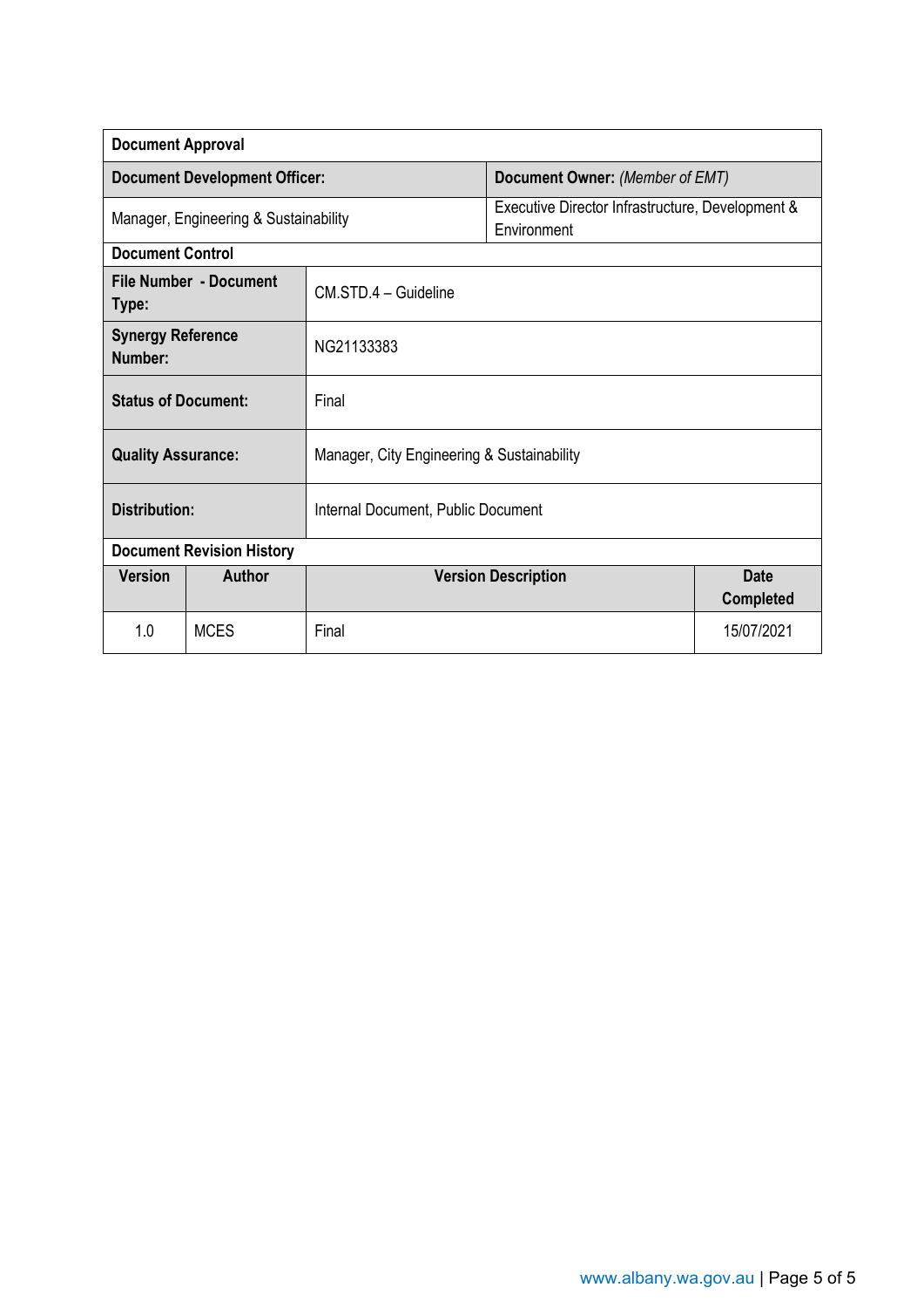| Document Approval | | | |
|---|---|---|---|
| **Document Development Officer:** | | **Document Owner:** *(Member of EMT)* | |
| Manager, Engineering & Sustainability | | Executive Director Infrastructure, Development & Environment | |
| **Document Control** | | | |
| **File Number - Document Type:** | CM.STD.4 – Guideline | | |
| **Synergy Reference Number:** | NG21133383 | | |
| **Status of Document:** | Final | | |
| **Quality Assurance:** | Manager, City Engineering & Sustainability | | |
| **Distribution:** | Internal Document, Public Document | | |

**Document Revision History**

| Version | Author | Version Description | Date Completed |
|---|---|---|---|
| 1.0 | MCES | Final | 15/07/2021 |